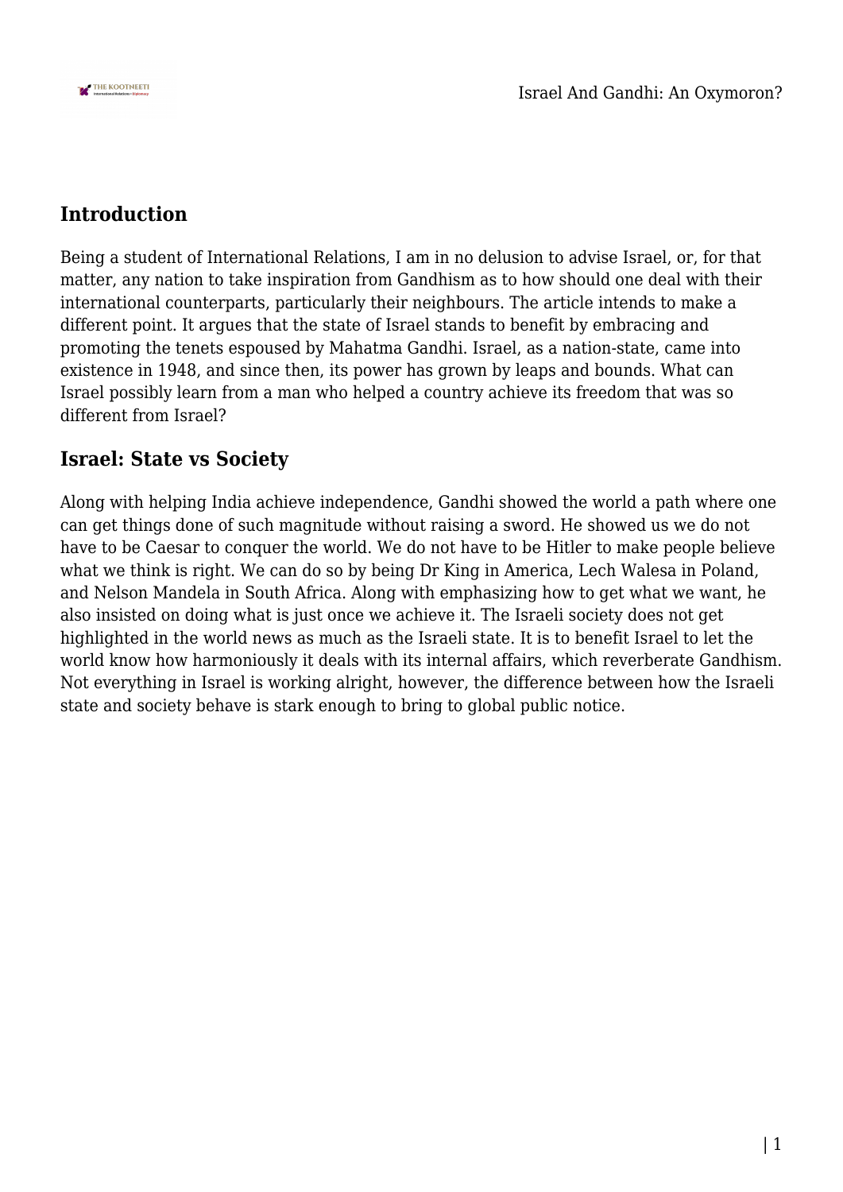## Introduction

Being a student of International Relations, I am in no delusion to advise Israel, or, for that matter, any nation to take inspiration from Gandhism as to how should one deal with their international counterparts, particularly their neighbours. The article intends to make a different point. It argues that the state of Israel stands to benefit by embracing and promoting the tenets espoused by Mahatma Gandhi. Israel, as a nation-state, came into existence in 1948, and since then, its power has grown by leaps and bounds. What can Israel possibly learn from a man who helped a country achieve its freedom that was so different from Israel?

## Israel: State vs Society

Along with helping India achieve independence, Gandhi showed the world a path where one can get things done of such magnitude without raising a sword. He showed us we do not have to be Caesar to conquer the world. We do not have to be Hitler to make people believe what we think is right. We can do so by being Dr King in America, Lech Walesa in Poland, and Nelson Mandela in South Africa. Along with emphasizing how to get what we want, he also insisted on doing what is just once we achieve it. The Israeli society does not get highlighted in the world news as much as the Israeli state. It is to benefit Israel to let the world know how harmoniously it deals with its internal affairs, which reverberate Gandhism. Not everything in Israel is working alright, however, the difference between how the Israeli state and society behave is stark enough to bring to global public notice.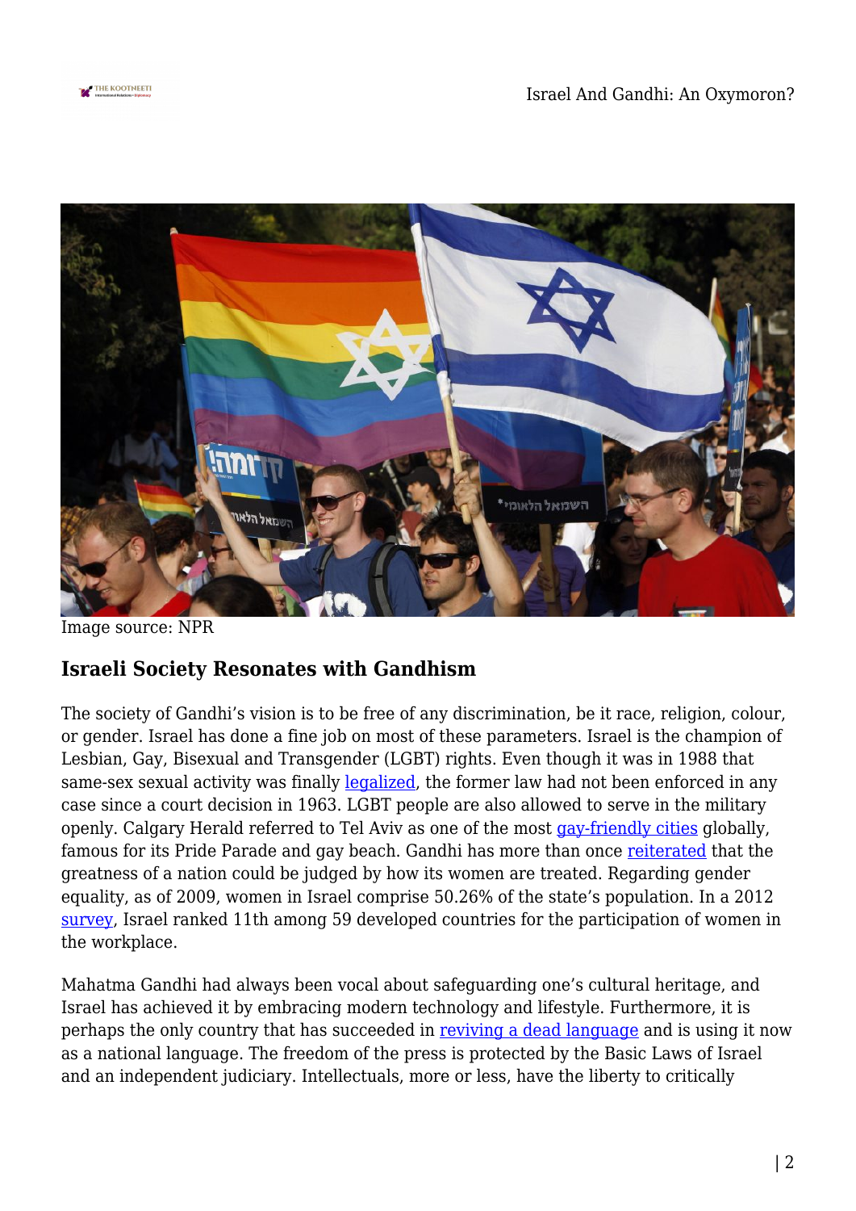Image source: NPR

## Israeli Society Resonates with Gandhism

The society of Gandhi's vision is to be free of any discrimination, be it race, religion, colour, or gender. Israel has done a fine job on most of these parameters. Israel is the champion of Lesbian, Gay, Bisexual and Transgender (LGBT) rights. Even though it was in 1988 that same-sex sexual activity was finally legalized, the former law had not been enforced in any case since a court decision in 1963. LGBT people are also allowed to serve in the military openly. Calgary Herald referred to Tel Aviv as one of the most gay-friendly cities globally, famous for its Pride Parade and gay beach. Gandhi has more than once reiterated that the greatness of a nation could be judged by how its women are treated. Regarding gender equality, as of 2009, women in Israel comprise 50.26% of the state's population. In a 2012 survey, Israel ranked 11th among 59 developed countries for the participation of women in the workplace.

Mahatma Gandhi had always been vocal about safeguarding one's cultural heritage, and Israel has achieved it by embracing modern technology and lifestyle. Furthermore, it is perhaps the only country that has succeeded in reviving a dead language and is using it now as a national language. The freedom of the press is protected by the Basic Laws of Israel and an independent judiciary. Intellectuals, more or less, have the liberty to critically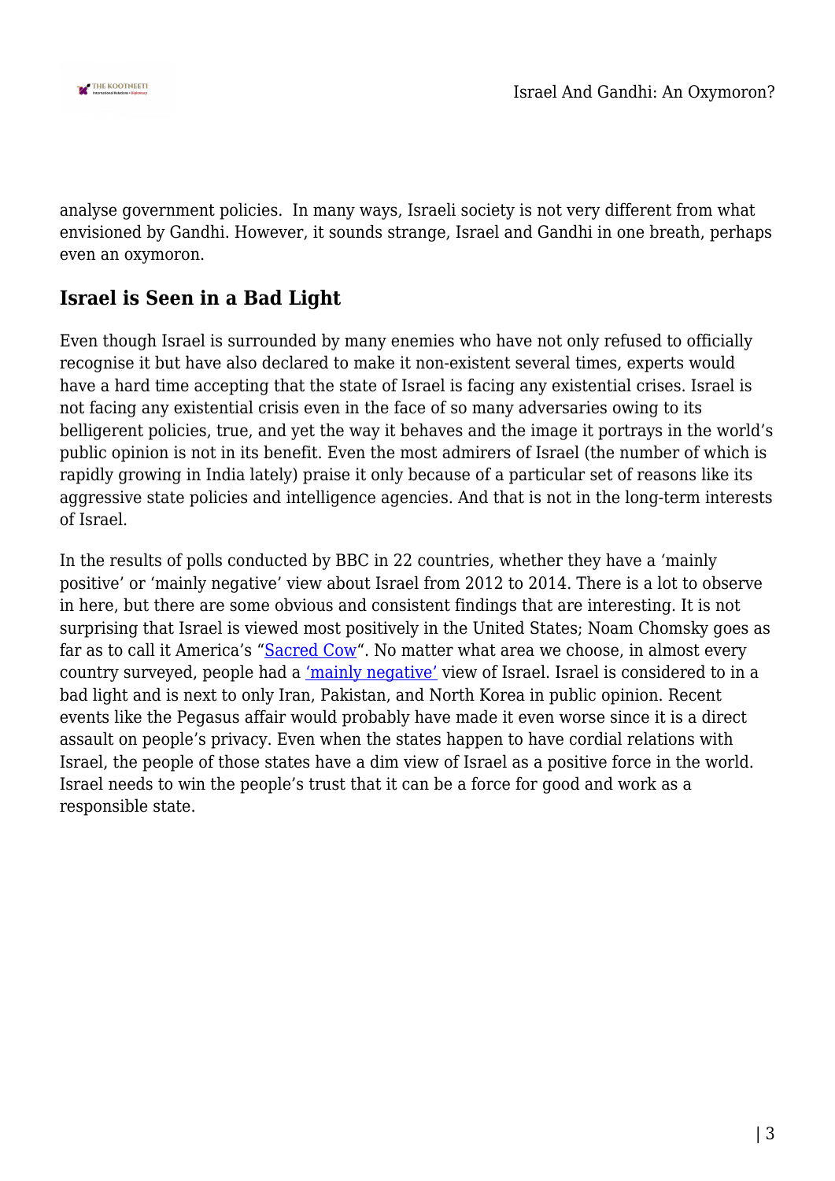analyse government policies.  In many ways, Israeli society is not very different from what envisioned by Gandhi. However, it sounds strange, Israel and Gandhi in one breath, perhaps even an oxymoron.

### Israel is Seen in a Bad Light

Even though Israel is surrounded by many enemies who have not only refused to officially recognise it but have also declared to make it non-existent several times, experts would have a hard time accepting that the state of Israel is facing any existential crises. Israel is not facing any existential crisis even in the face of so many adversaries owing to its belligerent policies, true, and yet the way it behaves and the image it portrays in the world's public opinion is not in its benefit. Even the most admirers of Israel (the number of which is rapidly growing in India lately) praise it only because of a particular set of reasons like its aggressive state policies and intelligence agencies. And that is not in the long-term interests of Israel.

In the results of polls conducted by BBC in 22 countries, whether they have a 'mainly positive' or 'mainly negative' view about Israel from 2012 to 2014. There is a lot to observe in here, but there are some obvious and consistent findings that are interesting. It is not surprising that Israel is viewed most positively in the United States; Noam Chomsky goes as far as to call it America's "Sacred Cow". No matter what area we choose, in almost every country surveyed, people had a 'mainly negative' view of Israel. Israel is considered to in a bad light and is next to only Iran, Pakistan, and North Korea in public opinion. Recent events like the Pegasus affair would probably have made it even worse since it is a direct assault on people's privacy. Even when the states happen to have cordial relations with Israel, the people of those states have a dim view of Israel as a positive force in the world. Israel needs to win the people's trust that it can be a force for good and work as a responsible state.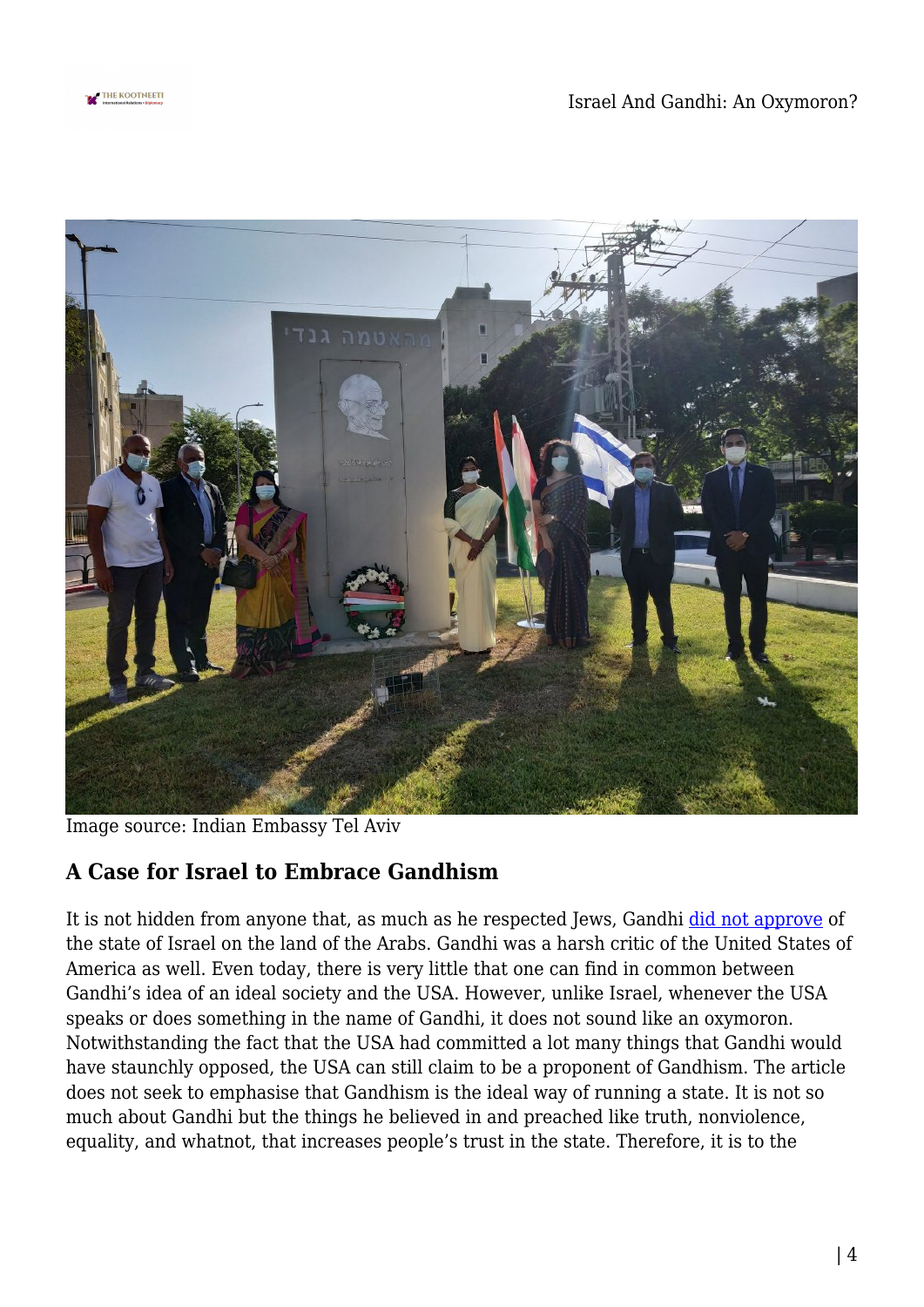Image source: Indian Embassy Tel Aviv

## A Case for Israel to Embrace Gandhism

It is not hidden from anyone that, as much as he respected Jews, Gandhi did not approve of the state of Israel on the land of the Arabs. Gandhi was a harsh critic of the United States of America as well. Even today, there is very little that one can find in common between Gandhi's idea of an ideal society and the USA. However, unlike Israel, whenever the USA speaks or does something in the name of Gandhi, it does not sound like an oxymoron. Notwithstanding the fact that the USA had committed a lot many things that Gandhi would have staunchly opposed, the USA can still claim to be a proponent of Gandhism. The article does not seek to emphasise that Gandhism is the ideal way of running a state. It is not so much about Gandhi but the things he believed in and preached like truth, nonviolence, equality, and whatnot, that increases people's trust in the state. Therefore, it is to the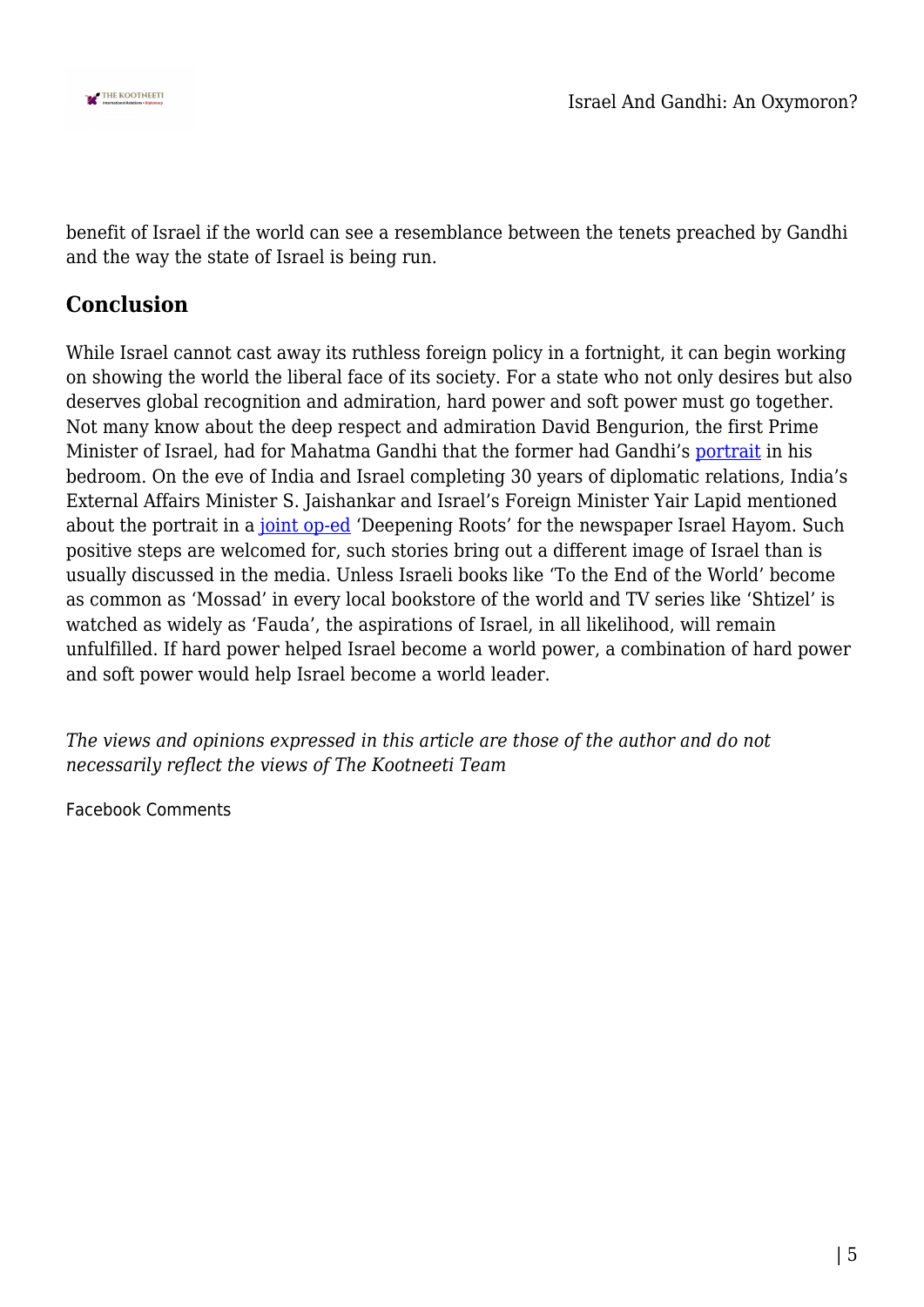benefit of Israel if the world can see a resemblance between the tenets preached by Gandhi and the way the state of Israel is being run.

## Conclusion

While Israel cannot cast away its ruthless foreign policy in a fortnight, it can begin working on showing the world the liberal face of its society. For a state who not only desires but also deserves global recognition and admiration, hard power and soft power must go together. Not many know about the deep respect and admiration David Bengurion, the first Prime Minister of Israel, had for Mahatma Gandhi that the former had Gandhi's portrait in his bedroom. On the eve of India and Israel completing 30 years of diplomatic relations, India's External Affairs Minister S. Jaishankar and Israel's Foreign Minister Yair Lapid mentioned about the portrait in a joint op-ed 'Deepening Roots' for the newspaper Israel Hayom. Such positive steps are welcomed for, such stories bring out a different image of Israel than is usually discussed in the media. Unless Israeli books like 'To the End of the World' become as common as 'Mossad' in every local bookstore of the world and TV series like 'Shtizel' is watched as widely as 'Fauda', the aspirations of Israel, in all likelihood, will remain unfulfilled. If hard power helped Israel become a world power, a combination of hard power and soft power would help Israel become a world leader.

*The views and opinions expressed in this article are those of the author and do not necessarily reflect the views of The Kootneeti Team*

Facebook Comments